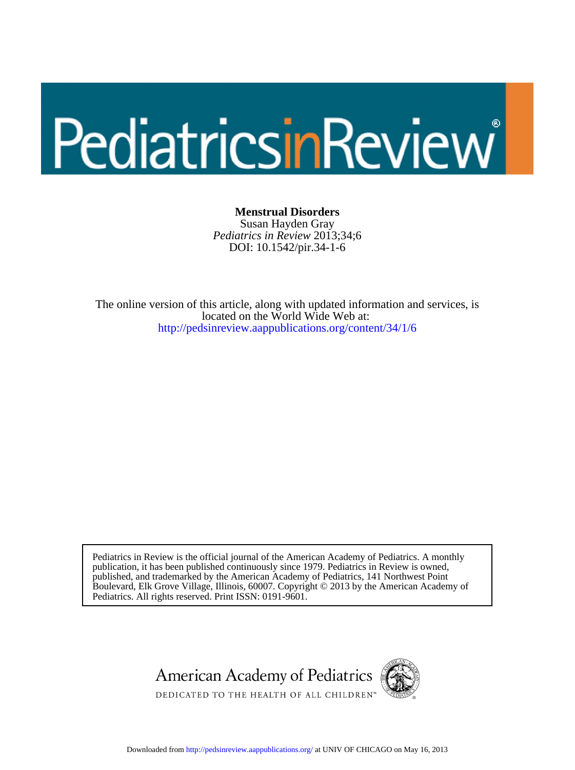# Menstrual Disorders

Susan Hayden Gray

*Pediatrics in Review* 2013;34;6

DOI: 10.1542/pir.34-1-6

The online version of this article, along with updated information and services, is located on the World Wide Web at:

http://pedsinreview.aappublications.org/content/34/1/6

Pediatrics in Review is the official journal of the American Academy of Pediatrics. A monthly publication, it has been published continuously since 1979. Pediatrics in Review is owned, published, and trademarked by the American Academy of Pediatrics, 141 Northwest Point Boulevard, Elk Grove Village, Illinois, 60007. Copyright © 2013 by the American Academy of Pediatrics. All rights reserved. Print ISSN: 0191-9601.

American Academy of Pediatrics

DEDICATED TO THE HEALTH OF ALL CHILDREN™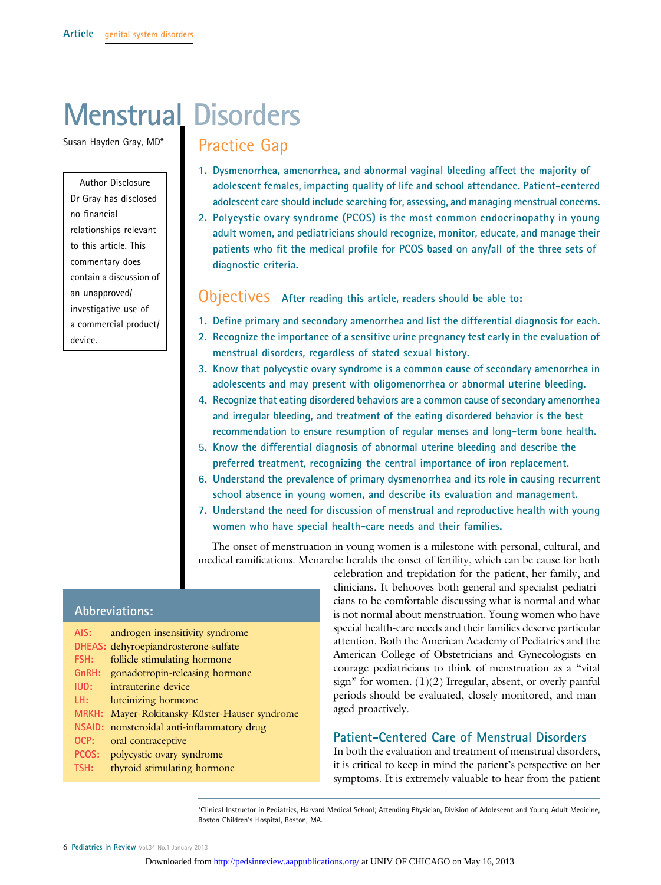# Menstrual Disorders

Susan Hayden Gray, MD*

Author Disclosure
Dr Gray has disclosed no financial relationships relevant to this article. This commentary does contain a discussion of an unapproved/investigative use of a commercial product/device.

## Practice Gap

1. Dysmenorrhea, amenorrhea, and abnormal vaginal bleeding affect the majority of adolescent females, impacting quality of life and school attendance. Patient-centered adolescent care should include searching for, assessing, and managing menstrual concerns.
2. Polycystic ovary syndrome (PCOS) is the most common endocrinopathy in young adult women, and pediatricians should recognize, monitor, educate, and manage their patients who fit the medical profile for PCOS based on any/all of the three sets of diagnostic criteria.

## Objectives

After reading this article, readers should be able to:

1. Define primary and secondary amenorrhea and list the differential diagnosis for each.
2. Recognize the importance of a sensitive urine pregnancy test early in the evaluation of menstrual disorders, regardless of stated sexual history.
3. Know that polycystic ovary syndrome is a common cause of secondary amenorrhea in adolescents and may present with oligomenorrhea or abnormal uterine bleeding.
4. Recognize that eating disordered behaviors are a common cause of secondary amenorrhea and irregular bleeding, and treatment of the eating disordered behavior is the best recommendation to ensure resumption of regular menses and long-term bone health.
5. Know the differential diagnosis of abnormal uterine bleeding and describe the preferred treatment, recognizing the central importance of iron replacement.
6. Understand the prevalence of primary dysmenorrhea and its role in causing recurrent school absence in young women, and describe its evaluation and management.
7. Understand the need for discussion of menstrual and reproductive health with young women who have special health-care needs and their families.

The onset of menstruation in young women is a milestone with personal, cultural, and medical ramifications. Menarche heralds the onset of fertility, which can be cause for both celebration and trepidation for the patient, her family, and clinicians. It behooves both general and specialist pediatricians to be comfortable discussing what is normal and what is not normal about menstruation. Young women who have special health-care needs and their families deserve particular attention. Both the American Academy of Pediatrics and the American College of Obstetricians and Gynecologists encourage pediatricians to think of menstruation as a "vital sign" for women. (1)(2) Irregular, absent, or overly painful periods should be evaluated, closely monitored, and managed proactively.

### Abbreviations:

| | |
|---|---|
| AIS: | androgen insensitivity syndrome |
| DHEAS: | dehyroepiandrosterone-sulfate |
| FSH: | follicle stimulating hormone |
| GnRH: | gonadotropin-releasing hormone |
| IUD: | intrauterine device |
| LH: | luteinizing hormone |
| MRKH: | Mayer-Rokitansky-Küster-Hauser syndrome |
| NSAID: | nonsteroidal anti-inflammatory drug |
| OCP: | oral contraceptive |
| PCOS: | polycystic ovary syndrome |
| TSH: | thyroid stimulating hormone |

## Patient-Centered Care of Menstrual Disorders

In both the evaluation and treatment of menstrual disorders, it is critical to keep in mind the patient's perspective on her symptoms. It is extremely valuable to hear from the patient

*Clinical Instructor in Pediatrics, Harvard Medical School; Attending Physician, Division of Adolescent and Young Adult Medicine, Boston Children's Hospital, Boston, MA.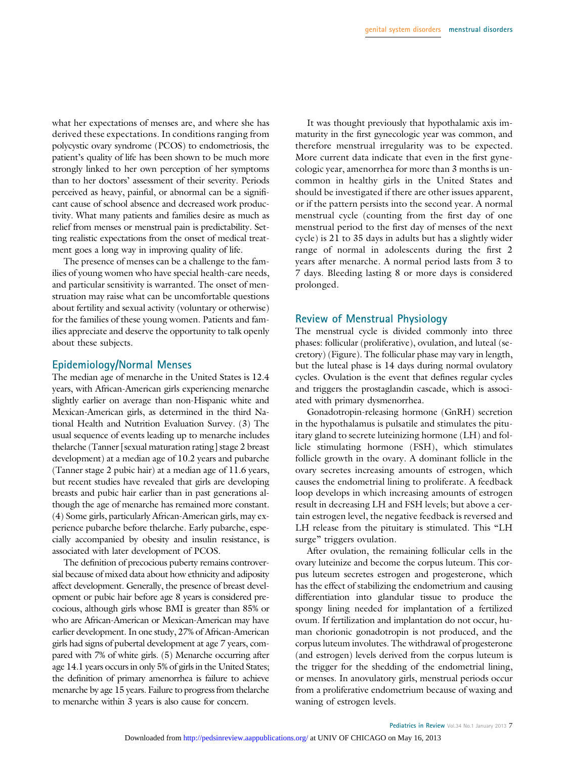what her expectations of menses are, and where she has derived these expectations. In conditions ranging from polycystic ovary syndrome (PCOS) to endometriosis, the patient's quality of life has been shown to be much more strongly linked to her own perception of her symptoms than to her doctors' assessment of their severity. Periods perceived as heavy, painful, or abnormal can be a significant cause of school absence and decreased work productivity. What many patients and families desire as much as relief from menses or menstrual pain is predictability. Setting realistic expectations from the onset of medical treatment goes a long way in improving quality of life.

The presence of menses can be a challenge to the families of young women who have special health-care needs, and particular sensitivity is warranted. The onset of menstruation may raise what can be uncomfortable questions about fertility and sexual activity (voluntary or otherwise) for the families of these young women. Patients and families appreciate and deserve the opportunity to talk openly about these subjects.

## Epidemiology/Normal Menses

The median age of menarche in the United States is 12.4 years, with African-American girls experiencing menarche slightly earlier on average than non-Hispanic white and Mexican-American girls, as determined in the third National Health and Nutrition Evaluation Survey. (3) The usual sequence of events leading up to menarche includes thelarche (Tanner [sexual maturation rating] stage 2 breast development) at a median age of 10.2 years and pubarche (Tanner stage 2 pubic hair) at a median age of 11.6 years, but recent studies have revealed that girls are developing breasts and pubic hair earlier than in past generations although the age of menarche has remained more constant. (4) Some girls, particularly African-American girls, may experience pubarche before thelarche. Early pubarche, especially accompanied by obesity and insulin resistance, is associated with later development of PCOS.

The definition of precocious puberty remains controversial because of mixed data about how ethnicity and adiposity affect development. Generally, the presence of breast development or pubic hair before age 8 years is considered precocious, although girls whose BMI is greater than 85% or who are African-American or Mexican-American may have earlier development. In one study, 27% of African-American girls had signs of pubertal development at age 7 years, compared with 7% of white girls. (5) Menarche occurring after age 14.1 years occurs in only 5% of girls in the United States; the definition of primary amenorrhea is failure to achieve menarche by age 15 years. Failure to progress from thelarche to menarche within 3 years is also cause for concern.

It was thought previously that hypothalamic axis immaturity in the first gynecologic year was common, and therefore menstrual irregularity was to be expected. More current data indicate that even in the first gynecologic year, amenorrhea for more than 3 months is uncommon in healthy girls in the United States and should be investigated if there are other issues apparent, or if the pattern persists into the second year. A normal menstrual cycle (counting from the first day of one menstrual period to the first day of menses of the next cycle) is 21 to 35 days in adults but has a slightly wider range of normal in adolescents during the first 2 years after menarche. A normal period lasts from 3 to 7 days. Bleeding lasting 8 or more days is considered prolonged.

## Review of Menstrual Physiology

The menstrual cycle is divided commonly into three phases: follicular (proliferative), ovulation, and luteal (secretory) (Figure). The follicular phase may vary in length, but the luteal phase is 14 days during normal ovulatory cycles. Ovulation is the event that defines regular cycles and triggers the prostaglandin cascade, which is associated with primary dysmenorrhea.

Gonadotropin-releasing hormone (GnRH) secretion in the hypothalamus is pulsatile and stimulates the pituitary gland to secrete luteinizing hormone (LH) and follicle stimulating hormone (FSH), which stimulates follicle growth in the ovary. A dominant follicle in the ovary secretes increasing amounts of estrogen, which causes the endometrial lining to proliferate. A feedback loop develops in which increasing amounts of estrogen result in decreasing LH and FSH levels; but above a certain estrogen level, the negative feedback is reversed and LH release from the pituitary is stimulated. This "LH surge" triggers ovulation.

After ovulation, the remaining follicular cells in the ovary luteinize and become the corpus luteum. This corpus luteum secretes estrogen and progesterone, which has the effect of stabilizing the endometrium and causing differentiation into glandular tissue to produce the spongy lining needed for implantation of a fertilized ovum. If fertilization and implantation do not occur, human chorionic gonadotropin is not produced, and the corpus luteum involutes. The withdrawal of progesterone (and estrogen) levels derived from the corpus luteum is the trigger for the shedding of the endometrial lining, or menses. In anovulatory girls, menstrual periods occur from a proliferative endometrium because of waxing and waning of estrogen levels.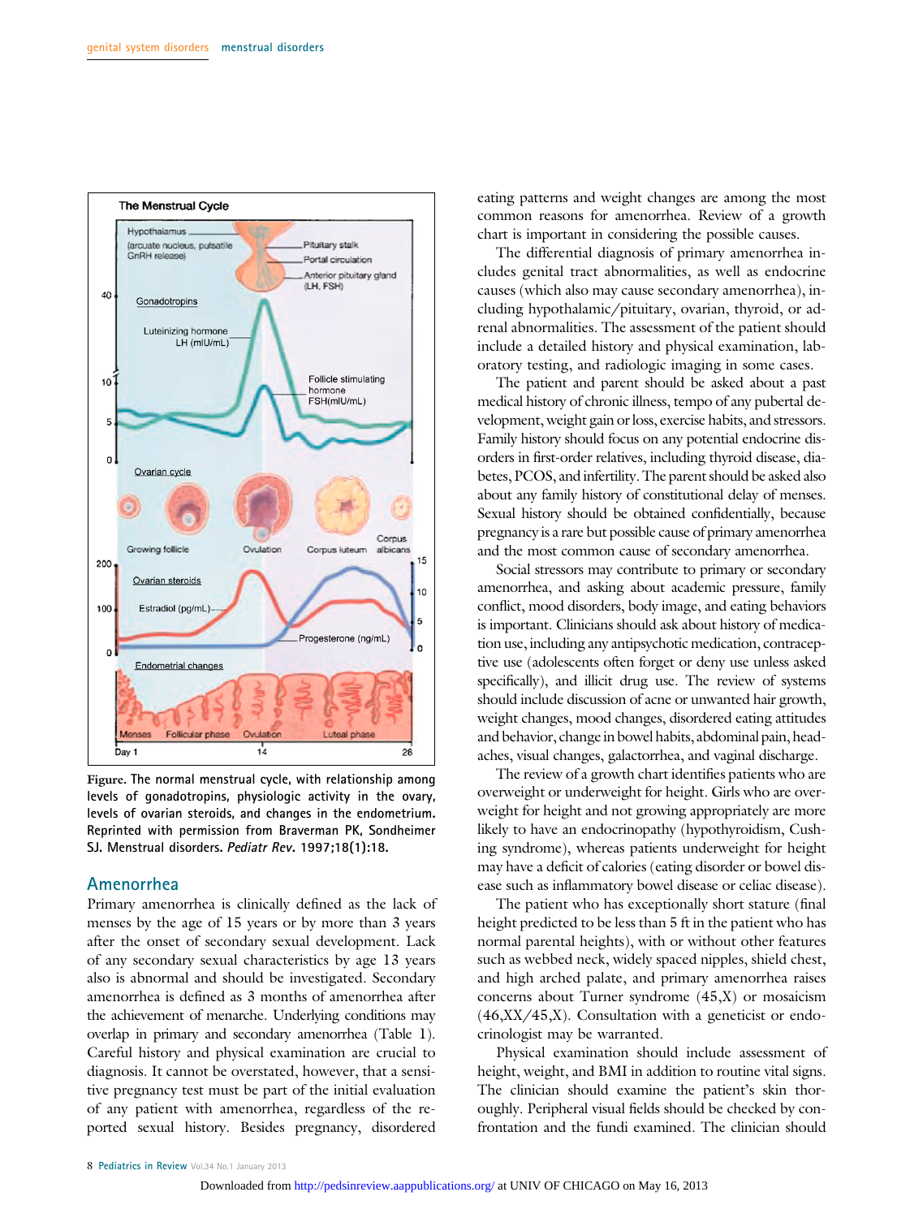The Menstrual Cycle

Hypothalamus (arcuate nucleus, pulsatile GnRH release)

Pituitary stalk

Portal circulation

Anterior pituitary gland (LH, FSH)

40

Gonadotropins

Luteinizing hormone LH (mIU/mL)

10

Follicle stimulating hormone FSH(mIU/mL)

5

0

Ovarian cycle

Growing follicle

Ovulation

Corpus luteum

Corpus albicans

200

15

Ovarian steroids

10

Estradiol (pg/mL)

100

5

Progesterone (ng/mL)

0

0

Endometrial changes

Menses

Follicular phase

Ovulation

Luteal phase

Day 1

14

28

**Figure.** The normal menstrual cycle, with relationship among levels of gonadotropins, physiologic activity in the ovary, levels of ovarian steroids, and changes in the endometrium. Reprinted with permission from Braverman PK, Sondheimer SJ. Menstrual disorders. *Pediatr Rev.* 1997;18(1):18.

## Amenorrhea

Primary amenorrhea is clinically defined as the lack of menses by the age of 15 years or by more than 3 years after the onset of secondary sexual development. Lack of any secondary sexual characteristics by age 13 years also is abnormal and should be investigated. Secondary amenorrhea is defined as 3 months of amenorrhea after the achievement of menarche. Underlying conditions may overlap in primary and secondary amenorrhea (Table 1). Careful history and physical examination are crucial to diagnosis. It cannot be overstated, however, that a sensitive pregnancy test must be part of the initial evaluation of any patient with amenorrhea, regardless of the reported sexual history. Besides pregnancy, disordered eating patterns and weight changes are among the most common reasons for amenorrhea. Review of a growth chart is important in considering the possible causes.

The differential diagnosis of primary amenorrhea includes genital tract abnormalities, as well as endocrine causes (which also may cause secondary amenorrhea), including hypothalamic/pituitary, ovarian, thyroid, or adrenal abnormalities. The assessment of the patient should include a detailed history and physical examination, laboratory testing, and radiologic imaging in some cases.

The patient and parent should be asked about a past medical history of chronic illness, tempo of any pubertal development, weight gain or loss, exercise habits, and stressors. Family history should focus on any potential endocrine disorders in first-order relatives, including thyroid disease, diabetes, PCOS, and infertility. The parent should be asked also about any family history of constitutional delay of menses. Sexual history should be obtained confidentially, because pregnancy is a rare but possible cause of primary amenorrhea and the most common cause of secondary amenorrhea.

Social stressors may contribute to primary or secondary amenorrhea, and asking about academic pressure, family conflict, mood disorders, body image, and eating behaviors is important. Clinicians should ask about history of medication use, including any antipsychotic medication, contraceptive use (adolescents often forget or deny use unless asked specifically), and illicit drug use. The review of systems should include discussion of acne or unwanted hair growth, weight changes, mood changes, disordered eating attitudes and behavior, change in bowel habits, abdominal pain, headaches, visual changes, galactorrhea, and vaginal discharge.

The review of a growth chart identifies patients who are overweight or underweight for height. Girls who are overweight for height and not growing appropriately are more likely to have an endocrinopathy (hypothyroidism, Cushing syndrome), whereas patients underweight for height may have a deficit of calories (eating disorder or bowel disease such as inflammatory bowel disease or celiac disease).

The patient who has exceptionally short stature (final height predicted to be less than 5 ft in the patient who has normal parental heights), with or without other features such as webbed neck, widely spaced nipples, shield chest, and high arched palate, and primary amenorrhea raises concerns about Turner syndrome (45,X) or mosaicism (46,XX/45,X). Consultation with a geneticist or endocrinologist may be warranted.

Physical examination should include assessment of height, weight, and BMI in addition to routine vital signs. The clinician should examine the patient's skin thoroughly. Peripheral visual fields should be checked by confrontation and the fundi examined. The clinician should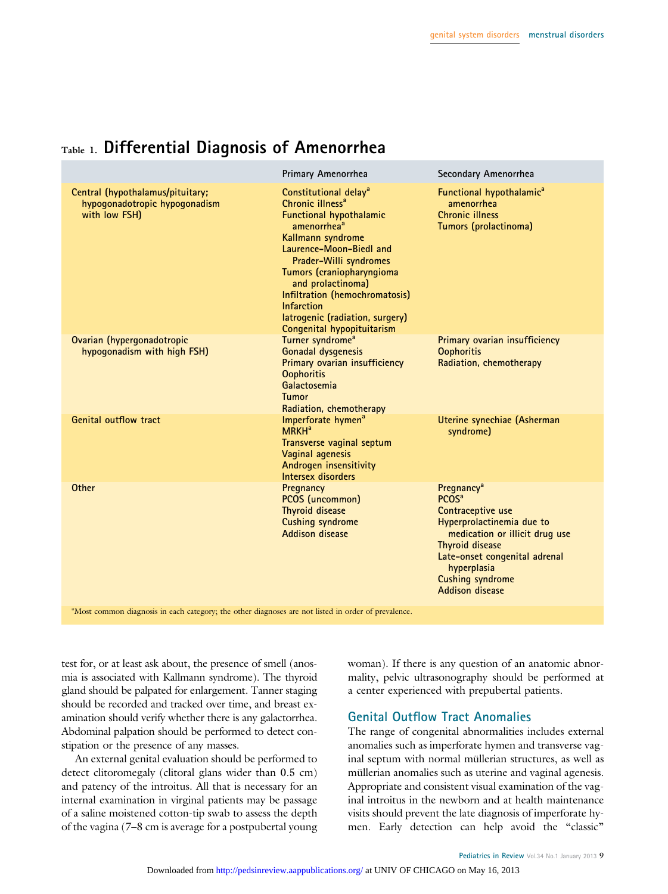Table 1. **Differential Diagnosis of Amenorrhea**

| | Primary Amenorrhea | Secondary Amenorrhea |
|---|---|---|
| Central (hypothalamus/pituitary; hypogonadotropic hypogonadism with low FSH) | Constitutional delay[a]<br>Chronic illness[a]<br>Functional hypothalamic amenorrhea[a]<br>Kallmann syndrome<br>Laurence-Moon-Biedl and Prader-Willi syndromes<br>Tumors (craniopharyngioma and prolactinoma)<br>Infiltration (hemochromatosis)<br>Infarction<br>Iatrogenic (radiation, surgery)<br>Congenital hypopituitarism | Functional hypothalamic[a] amenorrhea<br>Chronic illness<br>Tumors (prolactinoma) |
| Ovarian (hypergonadotropic hypogonadism with high FSH) | Turner syndrome[a]<br>Gonadal dysgenesis<br>Primary ovarian insufficiency<br>Oophoritis<br>Galactosemia<br>Tumor<br>Radiation, chemotherapy | Primary ovarian insufficiency<br>Oophoritis<br>Radiation, chemotherapy |
| Genital outflow tract | Imperforate hymen[a]<br>MRKH[a]<br>Transverse vaginal septum<br>Vaginal agenesis<br>Androgen insensitivity<br>Intersex disorders | Uterine synechiae (Asherman syndrome) |
| Other | Pregnancy<br>PCOS (uncommon)<br>Thyroid disease<br>Cushing syndrome<br>Addison disease | Pregnancy[a]<br>PCOS[a]<br>Contraceptive use<br>Hyperprolactinemia due to medication or illicit drug use<br>Thyroid disease<br>Late-onset congenital adrenal hyperplasia<br>Cushing syndrome<br>Addison disease |

[a]Most common diagnosis in each category; the other diagnoses are not listed in order of prevalence.

test for, or at least ask about, the presence of smell (anosmia is associated with Kallmann syndrome). The thyroid gland should be palpated for enlargement. Tanner staging should be recorded and tracked over time, and breast examination should verify whether there is any galactorrhea. Abdominal palpation should be performed to detect constipation or the presence of any masses.

An external genital evaluation should be performed to detect clitoromegaly (clitoral glans wider than 0.5 cm) and patency of the introitus. All that is necessary for an internal examination in virginal patients may be passage of a saline moistened cotton-tip swab to assess the depth of the vagina (7–8 cm is average for a postpubertal young woman). If there is any question of an anatomic abnormality, pelvic ultrasonography should be performed at a center experienced with prepubertal patients.

## Genital Outflow Tract Anomalies

The range of congenital abnormalities includes external anomalies such as imperforate hymen and transverse vaginal septum with normal müllerian structures, as well as müllerian anomalies such as uterine and vaginal agenesis. Appropriate and consistent visual examination of the vaginal introitus in the newborn and at health maintenance visits should prevent the late diagnosis of imperforate hymen. Early detection can help avoid the "classic"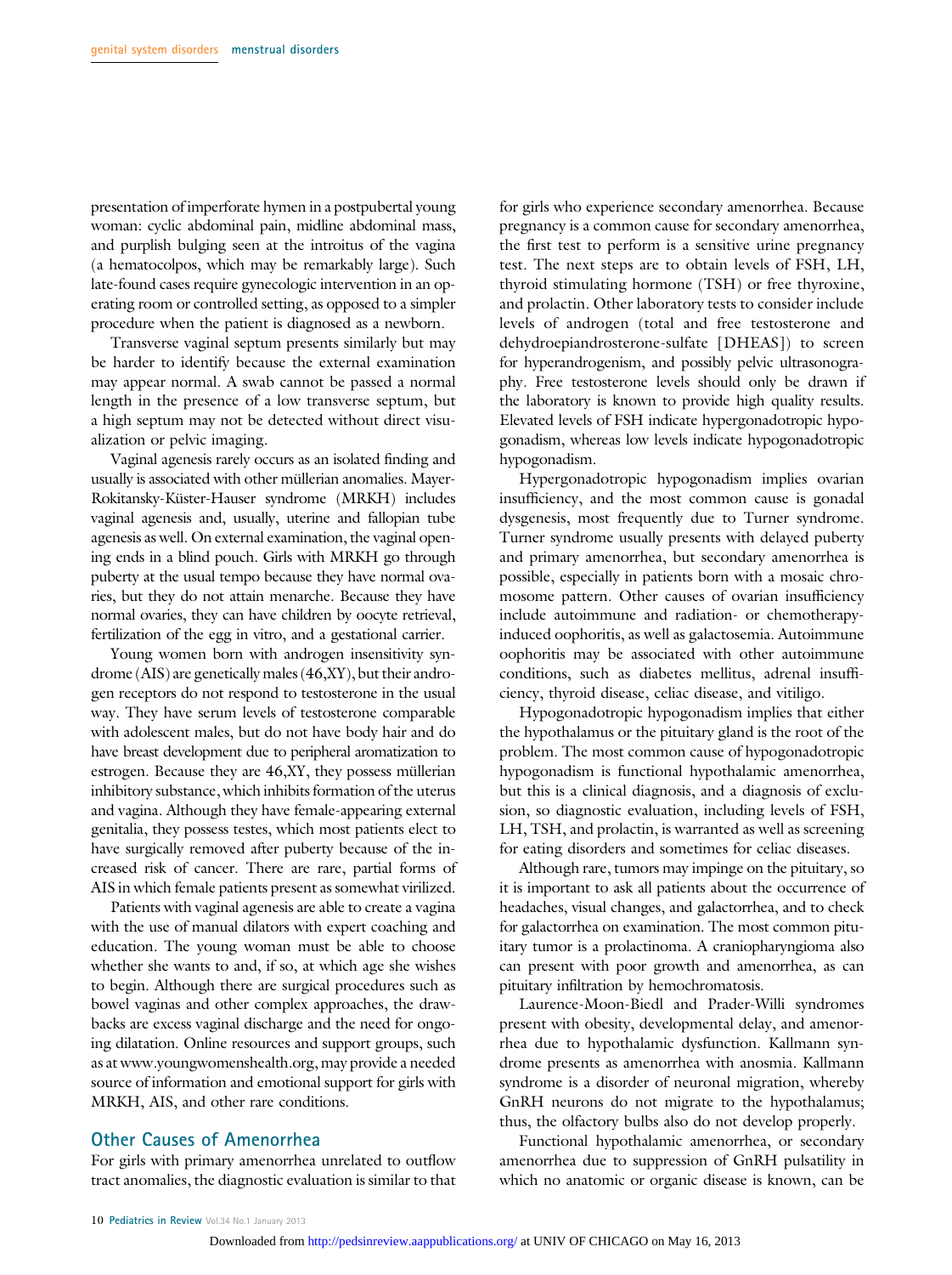presentation of imperforate hymen in a postpubertal young woman: cyclic abdominal pain, midline abdominal mass, and purplish bulging seen at the introitus of the vagina (a hematocolpos, which may be remarkably large). Such late-found cases require gynecologic intervention in an operating room or controlled setting, as opposed to a simpler procedure when the patient is diagnosed as a newborn.

Transverse vaginal septum presents similarly but may be harder to identify because the external examination may appear normal. A swab cannot be passed a normal length in the presence of a low transverse septum, but a high septum may not be detected without direct visualization or pelvic imaging.

Vaginal agenesis rarely occurs as an isolated finding and usually is associated with other müllerian anomalies. Mayer-Rokitansky-Küster-Hauser syndrome (MRKH) includes vaginal agenesis and, usually, uterine and fallopian tube agenesis as well. On external examination, the vaginal opening ends in a blind pouch. Girls with MRKH go through puberty at the usual tempo because they have normal ovaries, but they do not attain menarche. Because they have normal ovaries, they can have children by oocyte retrieval, fertilization of the egg in vitro, and a gestational carrier.

Young women born with androgen insensitivity syndrome (AIS) are genetically males (46,XY), but their androgen receptors do not respond to testosterone in the usual way. They have serum levels of testosterone comparable with adolescent males, but do not have body hair and do have breast development due to peripheral aromatization to estrogen. Because they are 46,XY, they possess müllerian inhibitory substance, which inhibits formation of the uterus and vagina. Although they have female-appearing external genitalia, they possess testes, which most patients elect to have surgically removed after puberty because of the increased risk of cancer. There are rare, partial forms of AIS in which female patients present as somewhat virilized.

Patients with vaginal agenesis are able to create a vagina with the use of manual dilators with expert coaching and education. The young woman must be able to choose whether she wants to and, if so, at which age she wishes to begin. Although there are surgical procedures such as bowel vaginas and other complex approaches, the drawbacks are excess vaginal discharge and the need for ongoing dilatation. Online resources and support groups, such as at www.youngwomenshealth.org, may provide a needed source of information and emotional support for girls with MRKH, AIS, and other rare conditions.

## Other Causes of Amenorrhea

For girls with primary amenorrhea unrelated to outflow tract anomalies, the diagnostic evaluation is similar to that for girls who experience secondary amenorrhea. Because pregnancy is a common cause for secondary amenorrhea, the first test to perform is a sensitive urine pregnancy test. The next steps are to obtain levels of FSH, LH, thyroid stimulating hormone (TSH) or free thyroxine, and prolactin. Other laboratory tests to consider include levels of androgen (total and free testosterone and dehydroepiandrosterone-sulfate [DHEAS]) to screen for hyperandrogenism, and possibly pelvic ultrasonography. Free testosterone levels should only be drawn if the laboratory is known to provide high quality results. Elevated levels of FSH indicate hypergonadotropic hypogonadism, whereas low levels indicate hypogonadotropic hypogonadism.

Hypergonadotropic hypogonadism implies ovarian insufficiency, and the most common cause is gonadal dysgenesis, most frequently due to Turner syndrome. Turner syndrome usually presents with delayed puberty and primary amenorrhea, but secondary amenorrhea is possible, especially in patients born with a mosaic chromosome pattern. Other causes of ovarian insufficiency include autoimmune and radiation- or chemotherapy-induced oophoritis, as well as galactosemia. Autoimmune oophoritis may be associated with other autoimmune conditions, such as diabetes mellitus, adrenal insufficiency, thyroid disease, celiac disease, and vitiligo.

Hypogonadotropic hypogonadism implies that either the hypothalamus or the pituitary gland is the root of the problem. The most common cause of hypogonadotropic hypogonadism is functional hypothalamic amenorrhea, but this is a clinical diagnosis, and a diagnosis of exclusion, so diagnostic evaluation, including levels of FSH, LH, TSH, and prolactin, is warranted as well as screening for eating disorders and sometimes for celiac diseases.

Although rare, tumors may impinge on the pituitary, so it is important to ask all patients about the occurrence of headaches, visual changes, and galactorrhea, and to check for galactorrhea on examination. The most common pituitary tumor is a prolactinoma. A craniopharyngioma also can present with poor growth and amenorrhea, as can pituitary infiltration by hemochromatosis.

Laurence-Moon-Biedl and Prader-Willi syndromes present with obesity, developmental delay, and amenorrhea due to hypothalamic dysfunction. Kallmann syndrome presents as amenorrhea with anosmia. Kallmann syndrome is a disorder of neuronal migration, whereby GnRH neurons do not migrate to the hypothalamus; thus, the olfactory bulbs also do not develop properly.

Functional hypothalamic amenorrhea, or secondary amenorrhea due to suppression of GnRH pulsatility in which no anatomic or organic disease is known, can be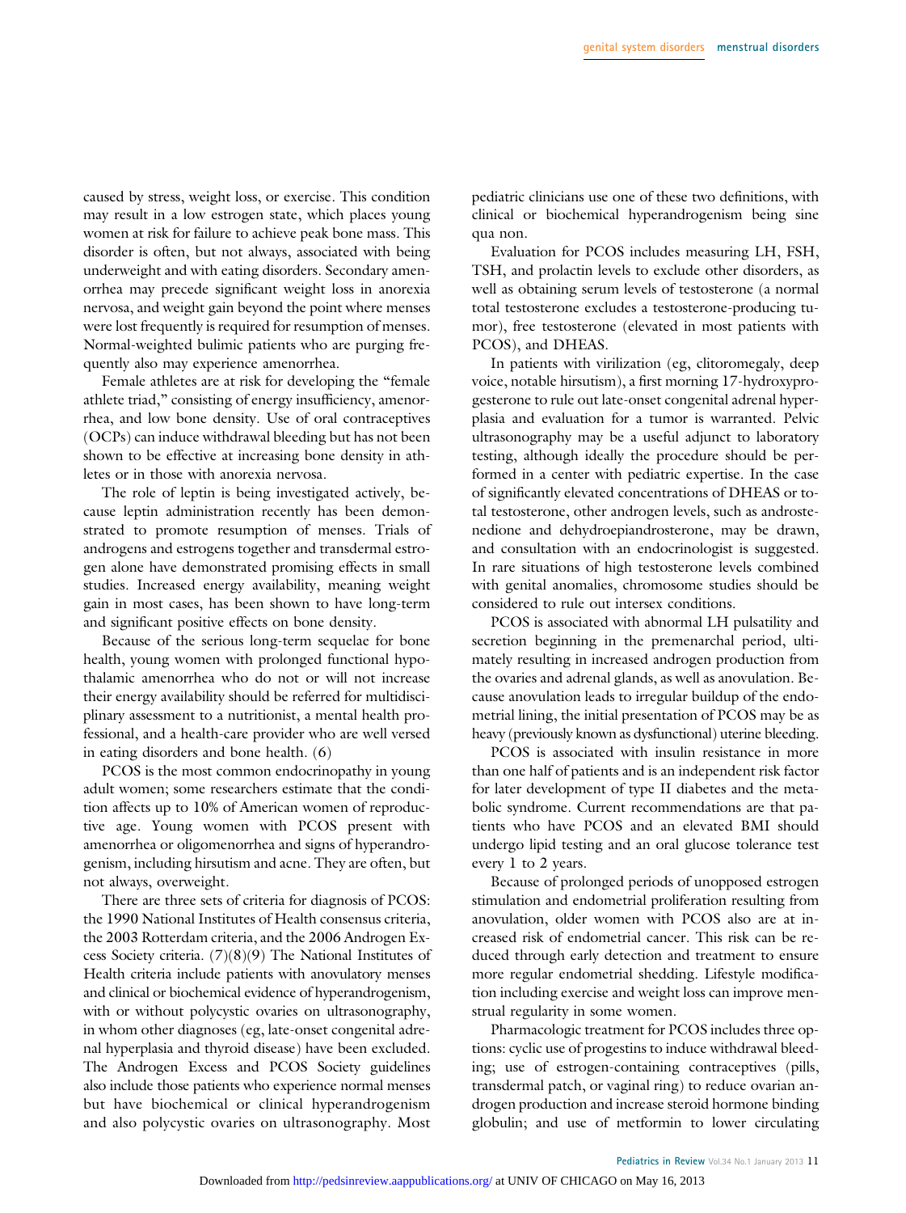caused by stress, weight loss, or exercise. This condition may result in a low estrogen state, which places young women at risk for failure to achieve peak bone mass. This disorder is often, but not always, associated with being underweight and with eating disorders. Secondary amenorrhea may precede significant weight loss in anorexia nervosa, and weight gain beyond the point where menses were lost frequently is required for resumption of menses. Normal-weighted bulimic patients who are purging frequently also may experience amenorrhea.

Female athletes are at risk for developing the "female athlete triad," consisting of energy insufficiency, amenorrhea, and low bone density. Use of oral contraceptives (OCPs) can induce withdrawal bleeding but has not been shown to be effective at increasing bone density in athletes or in those with anorexia nervosa.

The role of leptin is being investigated actively, because leptin administration recently has been demonstrated to promote resumption of menses. Trials of androgens and estrogens together and transdermal estrogen alone have demonstrated promising effects in small studies. Increased energy availability, meaning weight gain in most cases, has been shown to have long-term and significant positive effects on bone density.

Because of the serious long-term sequelae for bone health, young women with prolonged functional hypothalamic amenorrhea who do not or will not increase their energy availability should be referred for multidisciplinary assessment to a nutritionist, a mental health professional, and a health-care provider who are well versed in eating disorders and bone health. (6)

PCOS is the most common endocrinopathy in young adult women; some researchers estimate that the condition affects up to 10% of American women of reproductive age. Young women with PCOS present with amenorrhea or oligomenorrhea and signs of hyperandrogenism, including hirsutism and acne. They are often, but not always, overweight.

There are three sets of criteria for diagnosis of PCOS: the 1990 National Institutes of Health consensus criteria, the 2003 Rotterdam criteria, and the 2006 Androgen Excess Society criteria. (7)(8)(9) The National Institutes of Health criteria include patients with anovulatory menses and clinical or biochemical evidence of hyperandrogenism, with or without polycystic ovaries on ultrasonography, in whom other diagnoses (eg, late-onset congenital adrenal hyperplasia and thyroid disease) have been excluded. The Androgen Excess and PCOS Society guidelines also include those patients who experience normal menses but have biochemical or clinical hyperandrogenism and also polycystic ovaries on ultrasonography. Most pediatric clinicians use one of these two definitions, with clinical or biochemical hyperandrogenism being sine qua non.

Evaluation for PCOS includes measuring LH, FSH, TSH, and prolactin levels to exclude other disorders, as well as obtaining serum levels of testosterone (a normal total testosterone excludes a testosterone-producing tumor), free testosterone (elevated in most patients with PCOS), and DHEAS.

In patients with virilization (eg, clitoromegaly, deep voice, notable hirsutism), a first morning 17-hydroxyprogesterone to rule out late-onset congenital adrenal hyperplasia and evaluation for a tumor is warranted. Pelvic ultrasonography may be a useful adjunct to laboratory testing, although ideally the procedure should be performed in a center with pediatric expertise. In the case of significantly elevated concentrations of DHEAS or total testosterone, other androgen levels, such as androstenedione and dehydroepiandrosterone, may be drawn, and consultation with an endocrinologist is suggested. In rare situations of high testosterone levels combined with genital anomalies, chromosome studies should be considered to rule out intersex conditions.

PCOS is associated with abnormal LH pulsatility and secretion beginning in the premenarchal period, ultimately resulting in increased androgen production from the ovaries and adrenal glands, as well as anovulation. Because anovulation leads to irregular buildup of the endometrial lining, the initial presentation of PCOS may be as heavy (previously known as dysfunctional) uterine bleeding.

PCOS is associated with insulin resistance in more than one half of patients and is an independent risk factor for later development of type II diabetes and the metabolic syndrome. Current recommendations are that patients who have PCOS and an elevated BMI should undergo lipid testing and an oral glucose tolerance test every 1 to 2 years.

Because of prolonged periods of unopposed estrogen stimulation and endometrial proliferation resulting from anovulation, older women with PCOS also are at increased risk of endometrial cancer. This risk can be reduced through early detection and treatment to ensure more regular endometrial shedding. Lifestyle modification including exercise and weight loss can improve menstrual regularity in some women.

Pharmacologic treatment for PCOS includes three options: cyclic use of progestins to induce withdrawal bleeding; use of estrogen-containing contraceptives (pills, transdermal patch, or vaginal ring) to reduce ovarian androgen production and increase steroid hormone binding globulin; and use of metformin to lower circulating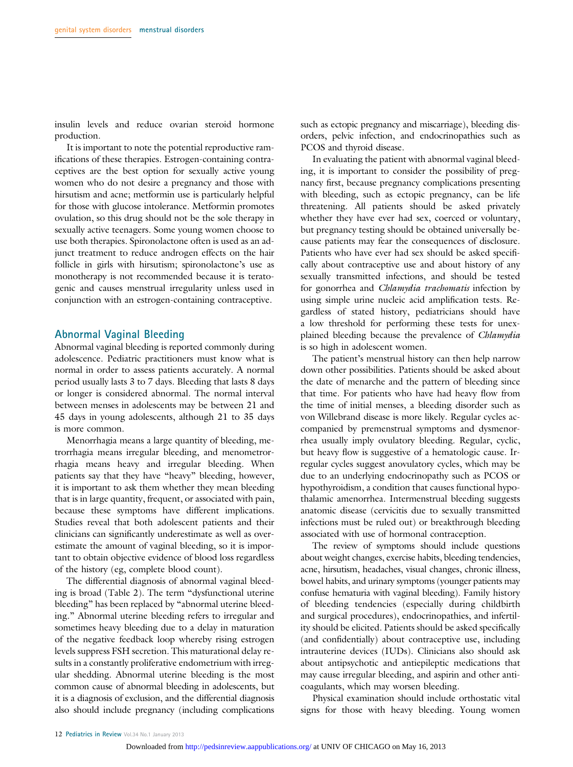insulin levels and reduce ovarian steroid hormone production.

It is important to note the potential reproductive ramifications of these therapies. Estrogen-containing contraceptives are the best option for sexually active young women who do not desire a pregnancy and those with hirsutism and acne; metformin use is particularly helpful for those with glucose intolerance. Metformin promotes ovulation, so this drug should not be the sole therapy in sexually active teenagers. Some young women choose to use both therapies. Spironolactone often is used as an adjunct treatment to reduce androgen effects on the hair follicle in girls with hirsutism; spironolactone's use as monotherapy is not recommended because it is teratogenic and causes menstrual irregularity unless used in conjunction with an estrogen-containing contraceptive.

## Abnormal Vaginal Bleeding

Abnormal vaginal bleeding is reported commonly during adolescence. Pediatric practitioners must know what is normal in order to assess patients accurately. A normal period usually lasts 3 to 7 days. Bleeding that lasts 8 days or longer is considered abnormal. The normal interval between menses in adolescents may be between 21 and 45 days in young adolescents, although 21 to 35 days is more common.

Menorrhagia means a large quantity of bleeding, metrorrhagia means irregular bleeding, and menometrorrhagia means heavy and irregular bleeding. When patients say that they have "heavy" bleeding, however, it is important to ask them whether they mean bleeding that is in large quantity, frequent, or associated with pain, because these symptoms have different implications. Studies reveal that both adolescent patients and their clinicians can significantly underestimate as well as overestimate the amount of vaginal bleeding, so it is important to obtain objective evidence of blood loss regardless of the history (eg, complete blood count).

The differential diagnosis of abnormal vaginal bleeding is broad (Table 2). The term "dysfunctional uterine bleeding" has been replaced by "abnormal uterine bleeding." Abnormal uterine bleeding refers to irregular and sometimes heavy bleeding due to a delay in maturation of the negative feedback loop whereby rising estrogen levels suppress FSH secretion. This maturational delay results in a constantly proliferative endometrium with irregular shedding. Abnormal uterine bleeding is the most common cause of abnormal bleeding in adolescents, but it is a diagnosis of exclusion, and the differential diagnosis also should include pregnancy (including complications such as ectopic pregnancy and miscarriage), bleeding disorders, pelvic infection, and endocrinopathies such as PCOS and thyroid disease.

In evaluating the patient with abnormal vaginal bleeding, it is important to consider the possibility of pregnancy first, because pregnancy complications presenting with bleeding, such as ectopic pregnancy, can be life threatening. All patients should be asked privately whether they have ever had sex, coerced or voluntary, but pregnancy testing should be obtained universally because patients may fear the consequences of disclosure. Patients who have ever had sex should be asked specifically about contraceptive use and about history of any sexually transmitted infections, and should be tested for gonorrhea and *Chlamydia trachomatis* infection by using simple urine nucleic acid amplification tests. Regardless of stated history, pediatricians should have a low threshold for performing these tests for unexplained bleeding because the prevalence of *Chlamydia* is so high in adolescent women.

The patient's menstrual history can then help narrow down other possibilities. Patients should be asked about the date of menarche and the pattern of bleeding since that time. For patients who have had heavy flow from the time of initial menses, a bleeding disorder such as von Willebrand disease is more likely. Regular cycles accompanied by premenstrual symptoms and dysmenorrhea usually imply ovulatory bleeding. Regular, cyclic, but heavy flow is suggestive of a hematologic cause. Irregular cycles suggest anovulatory cycles, which may be due to an underlying endocrinopathy such as PCOS or hypothyroidism, a condition that causes functional hypothalamic amenorrhea. Intermenstrual bleeding suggests anatomic disease (cervicitis due to sexually transmitted infections must be ruled out) or breakthrough bleeding associated with use of hormonal contraception.

The review of symptoms should include questions about weight changes, exercise habits, bleeding tendencies, acne, hirsutism, headaches, visual changes, chronic illness, bowel habits, and urinary symptoms (younger patients may confuse hematuria with vaginal bleeding). Family history of bleeding tendencies (especially during childbirth and surgical procedures), endocrinopathies, and infertility should be elicited. Patients should be asked specifically (and confidentially) about contraceptive use, including intrauterine devices (IUDs). Clinicians also should ask about antipsychotic and antiepileptic medications that may cause irregular bleeding, and aspirin and other anticoagulants, which may worsen bleeding.

Physical examination should include orthostatic vital signs for those with heavy bleeding. Young women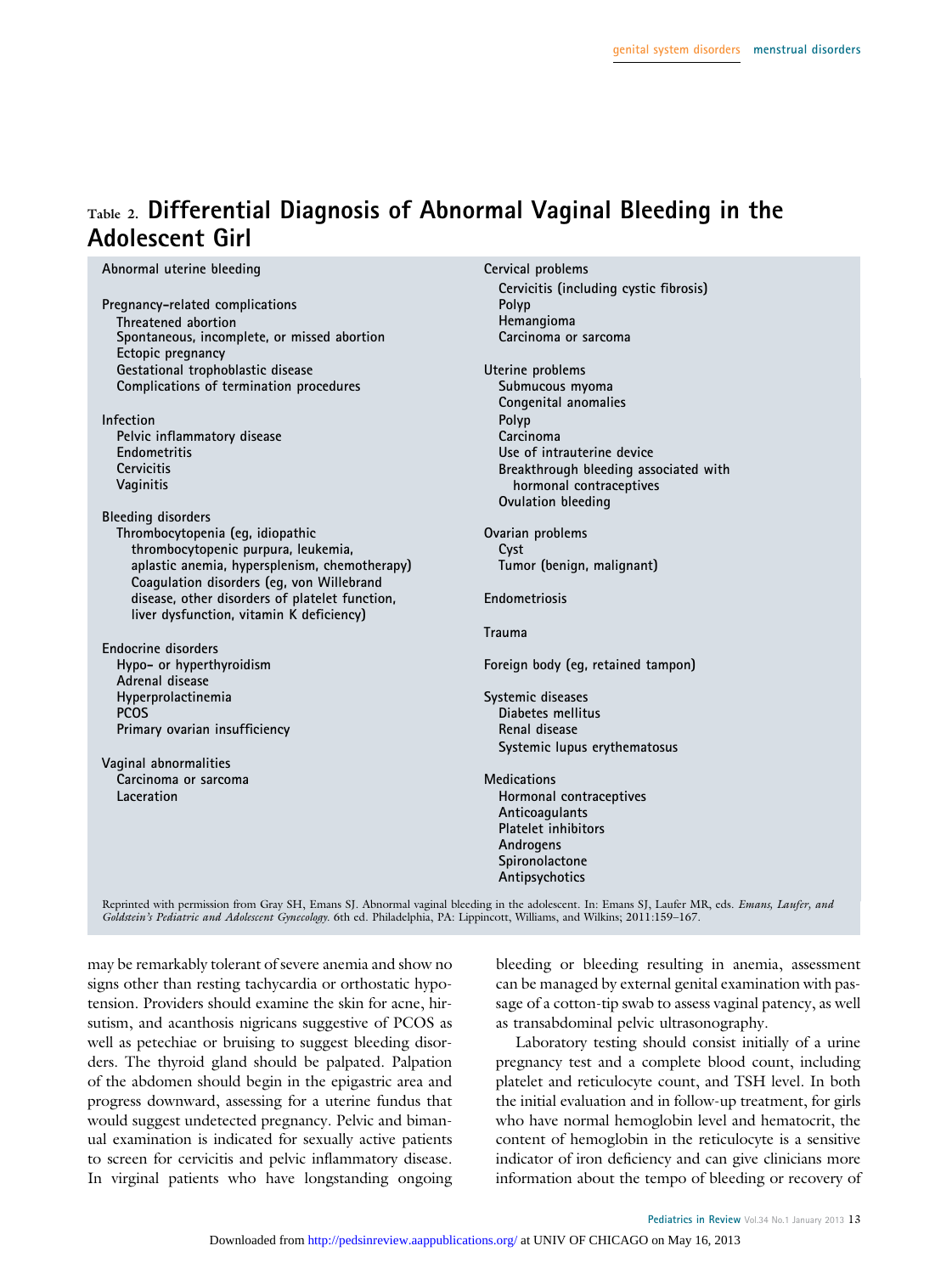## Table 2. Differential Diagnosis of Abnormal Vaginal Bleeding in the Adolescent Girl

Abnormal uterine bleeding

Pregnancy-related complications
- Threatened abortion
- Spontaneous, incomplete, or missed abortion
- Ectopic pregnancy
- Gestational trophoblastic disease
- Complications of termination procedures

Infection
- Pelvic inflammatory disease
- Endometritis
- Cervicitis
- Vaginitis

Bleeding disorders
- Thrombocytopenia (eg, idiopathic thrombocytopenic purpura, leukemia, aplastic anemia, hypersplenism, chemotherapy)
  - Coagulation disorders (eg, von Willebrand disease, other disorders of platelet function, liver dysfunction, vitamin K deficiency)

Endocrine disorders
- Hypo- or hyperthyroidism
- Adrenal disease
- Hyperprolactinemia
- PCOS
- Primary ovarian insufficiency

Vaginal abnormalities
- Carcinoma or sarcoma
- Laceration

Cervical problems
- Cervicitis (including cystic fibrosis)
- Polyp
- Hemangioma
- Carcinoma or sarcoma

Uterine problems
- Submucous myoma
- Congenital anomalies
- Polyp
- Carcinoma
- Use of intrauterine device
- Breakthrough bleeding associated with hormonal contraceptives
- Ovulation bleeding

Ovarian problems
- Cyst
- Tumor (benign, malignant)

Endometriosis

Trauma

Foreign body (eg, retained tampon)

Systemic diseases
- Diabetes mellitus
- Renal disease
- Systemic lupus erythematosus

Medications
- Hormonal contraceptives
- Anticoagulants
- Platelet inhibitors
- Androgens
- Spironolactone
- Antipsychotics

Reprinted with permission from Gray SH, Emans SJ. Abnormal vaginal bleeding in the adolescent. In: Emans SJ, Laufer MR, eds. *Emans, Laufer, and Goldstein's Pediatric and Adolescent Gynecology.* 6th ed. Philadelphia, PA: Lippincott, Williams, and Wilkins; 2011:159–167.

may be remarkably tolerant of severe anemia and show no signs other than resting tachycardia or orthostatic hypotension. Providers should examine the skin for acne, hirsutism, and acanthosis nigricans suggestive of PCOS as well as petechiae or bruising to suggest bleeding disorders. The thyroid gland should be palpated. Palpation of the abdomen should begin in the epigastric area and progress downward, assessing for a uterine fundus that would suggest undetected pregnancy. Pelvic and bimanual examination is indicated for sexually active patients to screen for cervicitis and pelvic inflammatory disease. In virginal patients who have longstanding ongoing bleeding or bleeding resulting in anemia, assessment can be managed by external genital examination with passage of a cotton-tip swab to assess vaginal patency, as well as transabdominal pelvic ultrasonography.

Laboratory testing should consist initially of a urine pregnancy test and a complete blood count, including platelet and reticulocyte count, and TSH level. In both the initial evaluation and in follow-up treatment, for girls who have normal hemoglobin level and hematocrit, the content of hemoglobin in the reticulocyte is a sensitive indicator of iron deficiency and can give clinicians more information about the tempo of bleeding or recovery of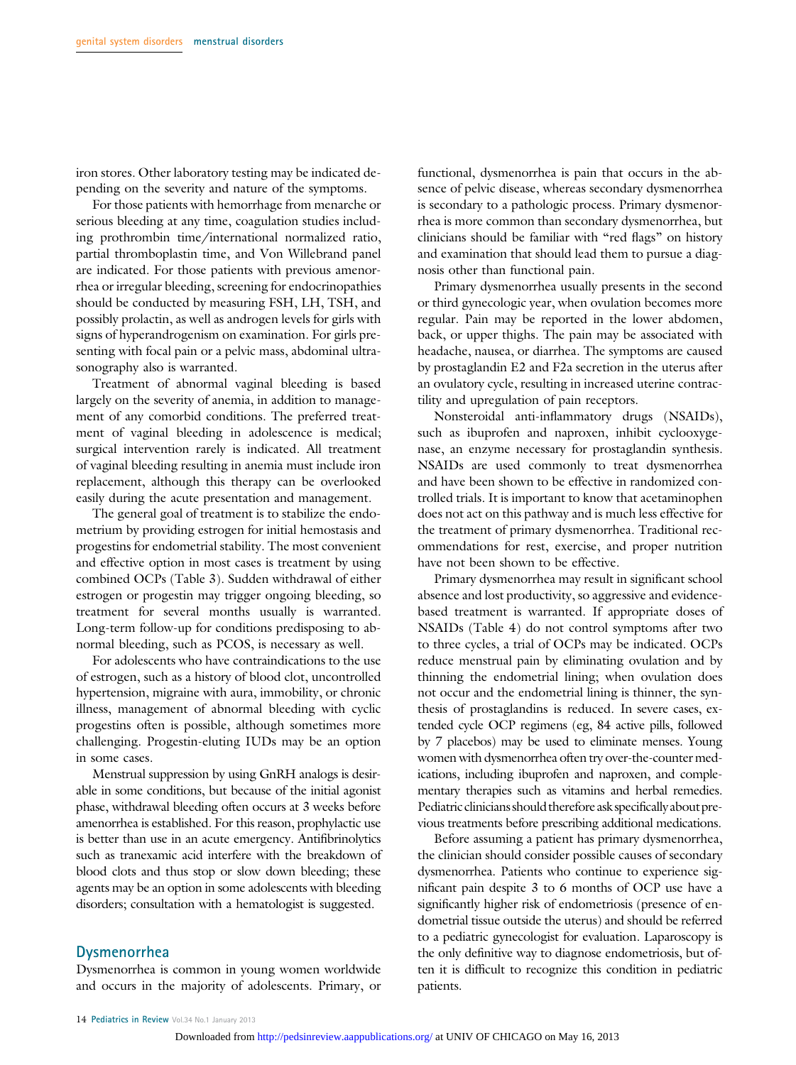iron stores. Other laboratory testing may be indicated depending on the severity and nature of the symptoms.

For those patients with hemorrhage from menarche or serious bleeding at any time, coagulation studies including prothrombin time/international normalized ratio, partial thromboplastin time, and Von Willebrand panel are indicated. For those patients with previous amenorrhea or irregular bleeding, screening for endocrinopathies should be conducted by measuring FSH, LH, TSH, and possibly prolactin, as well as androgen levels for girls with signs of hyperandrogenism on examination. For girls presenting with focal pain or a pelvic mass, abdominal ultrasonography also is warranted.

Treatment of abnormal vaginal bleeding is based largely on the severity of anemia, in addition to management of any comorbid conditions. The preferred treatment of vaginal bleeding in adolescence is medical; surgical intervention rarely is indicated. All treatment of vaginal bleeding resulting in anemia must include iron replacement, although this therapy can be overlooked easily during the acute presentation and management.

The general goal of treatment is to stabilize the endometrium by providing estrogen for initial hemostasis and progestins for endometrial stability. The most convenient and effective option in most cases is treatment by using combined OCPs (Table 3). Sudden withdrawal of either estrogen or progestin may trigger ongoing bleeding, so treatment for several months usually is warranted. Long-term follow-up for conditions predisposing to abnormal bleeding, such as PCOS, is necessary as well.

For adolescents who have contraindications to the use of estrogen, such as a history of blood clot, uncontrolled hypertension, migraine with aura, immobility, or chronic illness, management of abnormal bleeding with cyclic progestins often is possible, although sometimes more challenging. Progestin-eluting IUDs may be an option in some cases.

Menstrual suppression by using GnRH analogs is desirable in some conditions, but because of the initial agonist phase, withdrawal bleeding often occurs at 3 weeks before amenorrhea is established. For this reason, prophylactic use is better than use in an acute emergency. Antifibrinolytics such as tranexamic acid interfere with the breakdown of blood clots and thus stop or slow down bleeding; these agents may be an option in some adolescents with bleeding disorders; consultation with a hematologist is suggested.

## Dysmenorrhea

Dysmenorrhea is common in young women worldwide and occurs in the majority of adolescents. Primary, or functional, dysmenorrhea is pain that occurs in the absence of pelvic disease, whereas secondary dysmenorrhea is secondary to a pathologic process. Primary dysmenorrhea is more common than secondary dysmenorrhea, but clinicians should be familiar with "red flags" on history and examination that should lead them to pursue a diagnosis other than functional pain.

Primary dysmenorrhea usually presents in the second or third gynecologic year, when ovulation becomes more regular. Pain may be reported in the lower abdomen, back, or upper thighs. The pain may be associated with headache, nausea, or diarrhea. The symptoms are caused by prostaglandin E2 and F2a secretion in the uterus after an ovulatory cycle, resulting in increased uterine contractility and upregulation of pain receptors.

Nonsteroidal anti-inflammatory drugs (NSAIDs), such as ibuprofen and naproxen, inhibit cyclooxygenase, an enzyme necessary for prostaglandin synthesis. NSAIDs are used commonly to treat dysmenorrhea and have been shown to be effective in randomized controlled trials. It is important to know that acetaminophen does not act on this pathway and is much less effective for the treatment of primary dysmenorrhea. Traditional recommendations for rest, exercise, and proper nutrition have not been shown to be effective.

Primary dysmenorrhea may result in significant school absence and lost productivity, so aggressive and evidence-based treatment is warranted. If appropriate doses of NSAIDs (Table 4) do not control symptoms after two to three cycles, a trial of OCPs may be indicated. OCPs reduce menstrual pain by eliminating ovulation and by thinning the endometrial lining; when ovulation does not occur and the endometrial lining is thinner, the synthesis of prostaglandins is reduced. In severe cases, extended cycle OCP regimens (eg, 84 active pills, followed by 7 placebos) may be used to eliminate menses. Young women with dysmenorrhea often try over-the-counter medications, including ibuprofen and naproxen, and complementary therapies such as vitamins and herbal remedies. Pediatric clinicians should therefore ask specifically about previous treatments before prescribing additional medications.

Before assuming a patient has primary dysmenorrhea, the clinician should consider possible causes of secondary dysmenorrhea. Patients who continue to experience significant pain despite 3 to 6 months of OCP use have a significantly higher risk of endometriosis (presence of endometrial tissue outside the uterus) and should be referred to a pediatric gynecologist for evaluation. Laparoscopy is the only definitive way to diagnose endometriosis, but often it is difficult to recognize this condition in pediatric patients.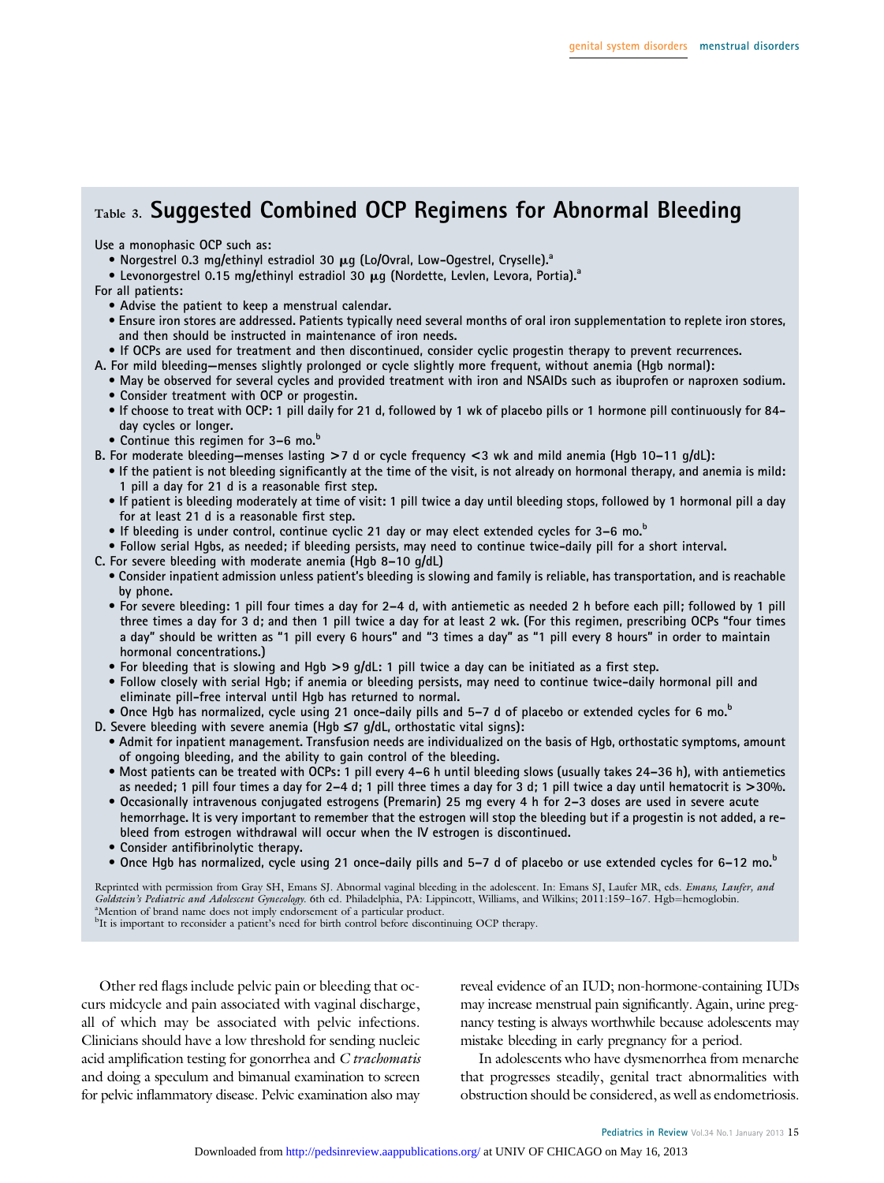## Table 3. Suggested Combined OCP Regimens for Abnormal Bleeding

Use a monophasic OCP such as:

- Norgestrel 0.3 mg/ethinyl estradiol 30 μg (Lo/Ovral, Low-Ogestrel, Cryselle).[a]
- Levonorgestrel 0.15 mg/ethinyl estradiol 30 μg (Nordette, Levlen, Levora, Portia).[a]

For all patients:

- Advise the patient to keep a menstrual calendar.
- Ensure iron stores are addressed. Patients typically need several months of oral iron supplementation to replete iron stores, and then should be instructed in maintenance of iron needs.
- If OCPs are used for treatment and then discontinued, consider cyclic progestin therapy to prevent recurrences.

A. For mild bleeding—menses slightly prolonged or cycle slightly more frequent, without anemia (Hgb normal):

- May be observed for several cycles and provided treatment with iron and NSAIDs such as ibuprofen or naproxen sodium.
- Consider treatment with OCP or progestin.
- If choose to treat with OCP: 1 pill daily for 21 d, followed by 1 wk of placebo pills or 1 hormone pill continuously for 84-day cycles or longer.
- Continue this regimen for 3–6 mo.[b]

B. For moderate bleeding—menses lasting >7 d or cycle frequency <3 wk and mild anemia (Hgb 10–11 g/dL):

- If the patient is not bleeding significantly at the time of the visit, is not already on hormonal therapy, and anemia is mild: 1 pill a day for 21 d is a reasonable first step.
- If patient is bleeding moderately at time of visit: 1 pill twice a day until bleeding stops, followed by 1 hormonal pill a day for at least 21 d is a reasonable first step.
- If bleeding is under control, continue cyclic 21 day or may elect extended cycles for 3–6 mo.[b]
- Follow serial Hgbs, as needed; if bleeding persists, may need to continue twice-daily pill for a short interval.

C. For severe bleeding with moderate anemia (Hgb 8–10 g/dL)

- Consider inpatient admission unless patient's bleeding is slowing and family is reliable, has transportation, and is reachable by phone.
- For severe bleeding: 1 pill four times a day for 2–4 d, with antiemetic as needed 2 h before each pill; followed by 1 pill three times a day for 3 d; and then 1 pill twice a day for at least 2 wk. (For this regimen, prescribing OCPs "four times a day" should be written as "1 pill every 6 hours" and "3 times a day" as "1 pill every 8 hours" in order to maintain hormonal concentrations.)
- For bleeding that is slowing and Hgb >9 g/dL: 1 pill twice a day can be initiated as a first step.
- Follow closely with serial Hgb; if anemia or bleeding persists, may need to continue twice-daily hormonal pill and eliminate pill-free interval until Hgb has returned to normal.
- Once Hgb has normalized, cycle using 21 once-daily pills and 5–7 d of placebo or extended cycles for 6 mo.[b]

D. Severe bleeding with severe anemia (Hgb ≤7 g/dL, orthostatic vital signs):

- Admit for inpatient management. Transfusion needs are individualized on the basis of Hgb, orthostatic symptoms, amount of ongoing bleeding, and the ability to gain control of the bleeding.
- Most patients can be treated with OCPs: 1 pill every 4–6 h until bleeding slows (usually takes 24–36 h), with antiemetics as needed; 1 pill four times a day for 2–4 d; 1 pill three times a day for 3 d; 1 pill twice a day until hematocrit is >30%.
- Occasionally intravenous conjugated estrogens (Premarin) 25 mg every 4 h for 2–3 doses are used in severe acute hemorrhage. It is very important to remember that the estrogen will stop the bleeding but if a progestin is not added, a re-bleed from estrogen withdrawal will occur when the IV estrogen is discontinued.
- Consider antifibrinolytic therapy.
- Once Hgb has normalized, cycle using 21 once-daily pills and 5–7 d of placebo or use extended cycles for 6–12 mo.[b]

Reprinted with permission from Gray SH, Emans SJ. Abnormal vaginal bleeding in the adolescent. In: Emans SJ, Laufer MR, eds. *Emans, Laufer, and Goldstein's Pediatric and Adolescent Gynecology.* 6th ed. Philadelphia, PA: Lippincott, Williams, and Wilkins; 2011:159–167. Hgb=hemoglobin.
[a]Mention of brand name does not imply endorsement of a particular product.
[b]It is important to reconsider a patient's need for birth control before discontinuing OCP therapy.

Other red flags include pelvic pain or bleeding that occurs midcycle and pain associated with vaginal discharge, all of which may be associated with pelvic infections. Clinicians should have a low threshold for sending nucleic acid amplification testing for gonorrhea and *C trachomatis* and doing a speculum and bimanual examination to screen for pelvic inflammatory disease. Pelvic examination also may reveal evidence of an IUD; non-hormone-containing IUDs may increase menstrual pain significantly. Again, urine pregnancy testing is always worthwhile because adolescents may mistake bleeding in early pregnancy for a period.

In adolescents who have dysmenorrhea from menarche that progresses steadily, genital tract abnormalities with obstruction should be considered, as well as endometriosis.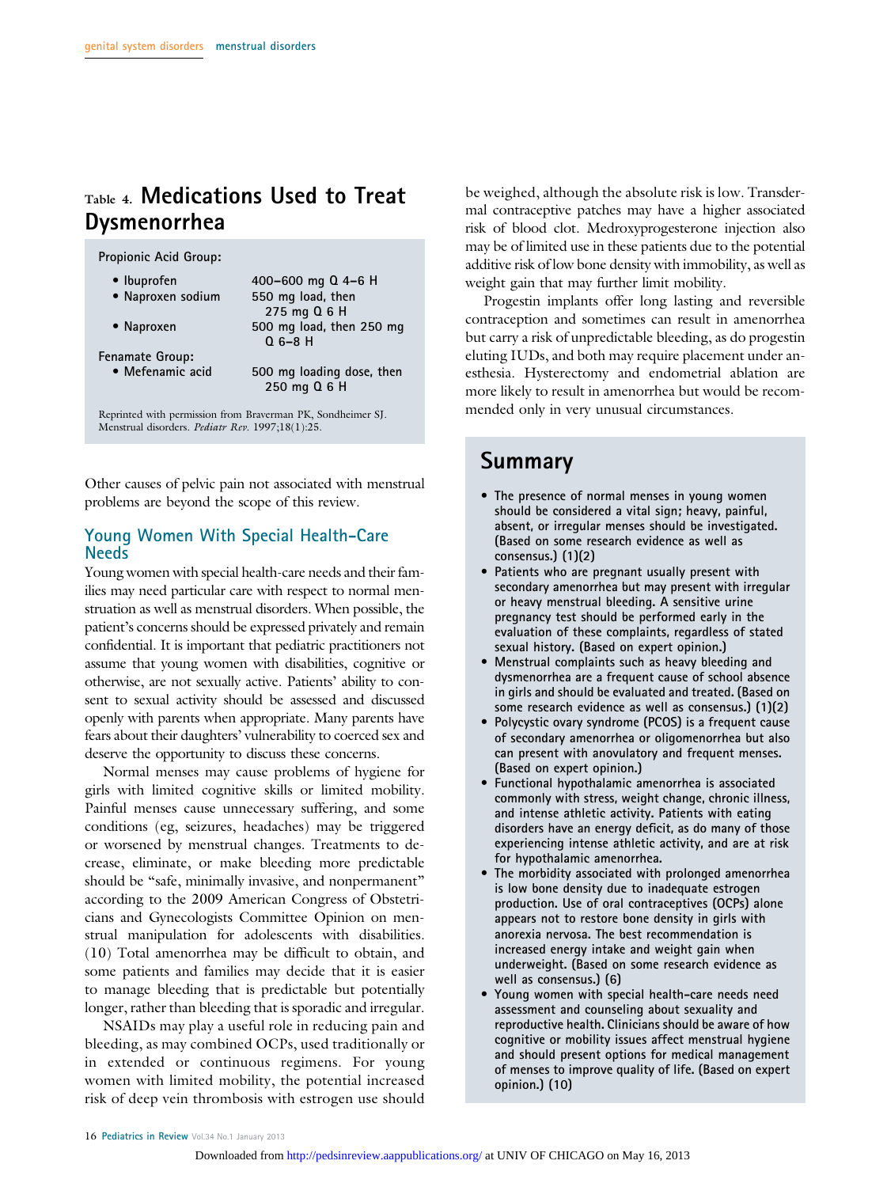## Table 4. Medications Used to Treat Dysmenorrhea

| | |
|---|---|
| **Propionic Acid Group:** | |
| • Ibuprofen | 400–600 mg Q 4–6 H |
| • Naproxen sodium | 550 mg load, then 275 mg Q 6 H |
| • Naproxen | 500 mg load, then 250 mg Q 6–8 H |
| **Fenamate Group:** | |
| • Mefenamic acid | 500 mg loading dose, then 250 mg Q 6 H |

Reprinted with permission from Braverman PK, Sondheimer SJ. Menstrual disorders. *Pediatr Rev*. 1997;18(1):25.

Other causes of pelvic pain not associated with menstrual problems are beyond the scope of this review.

### Young Women With Special Health-Care Needs

Young women with special health-care needs and their families may need particular care with respect to normal menstruation as well as menstrual disorders. When possible, the patient's concerns should be expressed privately and remain confidential. It is important that pediatric practitioners not assume that young women with disabilities, cognitive or otherwise, are not sexually active. Patients' ability to consent to sexual activity should be assessed and discussed openly with parents when appropriate. Many parents have fears about their daughters' vulnerability to coerced sex and deserve the opportunity to discuss these concerns.

Normal menses may cause problems of hygiene for girls with limited cognitive skills or limited mobility. Painful menses cause unnecessary suffering, and some conditions (eg, seizures, headaches) may be triggered or worsened by menstrual changes. Treatments to decrease, eliminate, or make bleeding more predictable should be "safe, minimally invasive, and nonpermanent" according to the 2009 American Congress of Obstetricians and Gynecologists Committee Opinion on menstrual manipulation for adolescents with disabilities. (10) Total amenorrhea may be difficult to obtain, and some patients and families may decide that it is easier to manage bleeding that is predictable but potentially longer, rather than bleeding that is sporadic and irregular.

NSAIDs may play a useful role in reducing pain and bleeding, as may combined OCPs, used traditionally or in extended or continuous regimens. For young women with limited mobility, the potential increased risk of deep vein thrombosis with estrogen use should be weighed, although the absolute risk is low. Transdermal contraceptive patches may have a higher associated risk of blood clot. Medroxyprogesterone injection also may be of limited use in these patients due to the potential additive risk of low bone density with immobility, as well as weight gain that may further limit mobility.

Progestin implants offer long lasting and reversible contraception and sometimes can result in amenorrhea but carry a risk of unpredictable bleeding, as do progestin eluting IUDs, and both may require placement under anesthesia. Hysterectomy and endometrial ablation are more likely to result in amenorrhea but would be recommended only in very unusual circumstances.

## Summary

- The presence of normal menses in young women should be considered a vital sign; heavy, painful, absent, or irregular menses should be investigated. (Based on some research evidence as well as consensus.) (1)(2)
- Patients who are pregnant usually present with secondary amenorrhea but may present with irregular or heavy menstrual bleeding. A sensitive urine pregnancy test should be performed early in the evaluation of these complaints, regardless of stated sexual history. (Based on expert opinion.)
- Menstrual complaints such as heavy bleeding and dysmenorrhea are a frequent cause of school absence in girls and should be evaluated and treated. (Based on some research evidence as well as consensus.) (1)(2)
- Polycystic ovary syndrome (PCOS) is a frequent cause of secondary amenorrhea or oligomenorrhea but also can present with anovulatory and frequent menses. (Based on expert opinion.)
- Functional hypothalamic amenorrhea is associated commonly with stress, weight change, chronic illness, and intense athletic activity. Patients with eating disorders have an energy deficit, as do many of those experiencing intense athletic activity, and are at risk for hypothalamic amenorrhea.
- The morbidity associated with prolonged amenorrhea is low bone density due to inadequate estrogen production. Use of oral contraceptives (OCPs) alone appears not to restore bone density in girls with anorexia nervosa. The best recommendation is increased energy intake and weight gain when underweight. (Based on some research evidence as well as consensus.) (6)
- Young women with special health-care needs need assessment and counseling about sexuality and reproductive health. Clinicians should be aware of how cognitive or mobility issues affect menstrual hygiene and should present options for medical management of menses to improve quality of life. (Based on expert opinion.) (10)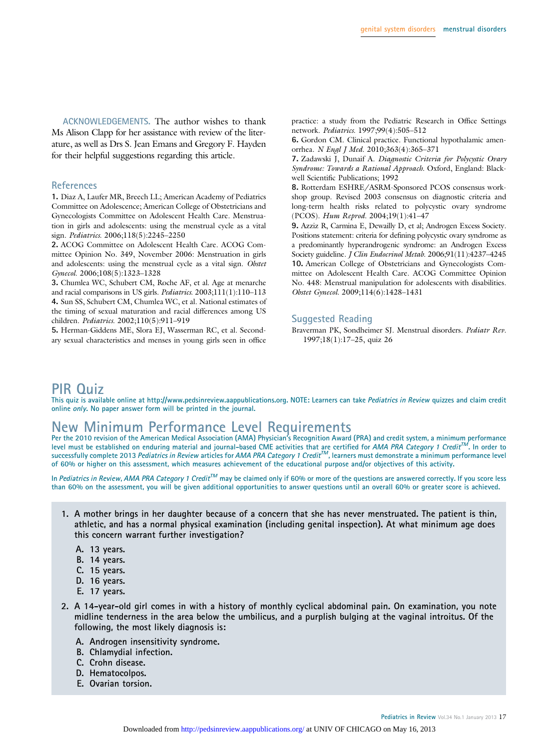**ACKNOWLEDGEMENTS.** The author wishes to thank Ms Alison Clapp for her assistance with review of the literature, as well as Drs S. Jean Emans and Gregory F. Hayden for their helpful suggestions regarding this article.

## References

**1.** Diaz A, Laufer MR, Breech LL; American Academy of Pediatrics Committee on Adolescence; American College of Obstetricians and Gynecologists Committee on Adolescent Health Care. Menstruation in girls and adolescents: using the menstrual cycle as a vital sign. *Pediatrics.* 2006;118(5):2245–2250

**2.** ACOG Committee on Adolescent Health Care. ACOG Committee Opinion No. 349, November 2006: Menstruation in girls and adolescents: using the menstrual cycle as a vital sign. *Obstet Gynecol.* 2006;108(5):1323–1328

**3.** Chumlea WC, Schubert CM, Roche AF, et al. Age at menarche and racial comparisons in US girls. *Pediatrics.* 2003;111(1):110–113

**4.** Sun SS, Schubert CM, Chumlea WC, et al. National estimates of the timing of sexual maturation and racial differences among US children. *Pediatrics.* 2002;110(5):911–919

**5.** Herman-Giddens ME, Slora EJ, Wasserman RC, et al. Secondary sexual characteristics and menses in young girls seen in office practice: a study from the Pediatric Research in Office Settings network. *Pediatrics.* 1997;99(4):505–512

**6.** Gordon CM. Clinical practice. Functional hypothalamic amenorrhea. *N Engl J Med.* 2010;363(4):365–371

**7.** Zadawski J, Dunaif A. *Diagnostic Criteria for Polycystic Ovary Syndrome: Towards a Rational Approach.* Oxford, England: Blackwell Scientific Publications; 1992

**8.** Rotterdam ESHRE/ASRM-Sponsored PCOS consensus workshop group. Revised 2003 consensus on diagnostic criteria and long-term health risks related to polycystic ovary syndrome (PCOS). *Hum Reprod.* 2004;19(1):41–47

**9.** Azziz R, Carmina E, Dewailly D, et al; Androgen Excess Society. Positions statement: criteria for defining polycystic ovary syndrome as a predominantly hyperandrogenic syndrome: an Androgen Excess Society guideline. *J Clin Endocrinol Metab.* 2006;91(11):4237–4245

**10.** American College of Obstetricians and Gynecologists Committee on Adolescent Health Care. ACOG Committee Opinion No. 448: Menstrual manipulation for adolescents with disabilities. *Obstet Gynecol.* 2009;114(6):1428–1431

## Suggested Reading

Braverman PK, Sondheimer SJ. Menstrual disorders. *Pediatr Rev.* 1997;18(1):17–25, quiz 26

# PIR Quiz

This quiz is available online at http://www.pedsinreview.aappublications.org. NOTE: Learners can take *Pediatrics in Review* quizzes and claim credit online *only*. No paper answer form will be printed in the journal.

# New Minimum Performance Level Requirements

Per the 2010 revision of the American Medical Association (AMA) Physician's Recognition Award (PRA) and credit system, a minimum performance level must be established on enduring material and journal-based CME activities that are certified for *AMA PRA Category 1 Credit*™. In order to successfully complete 2013 *Pediatrics in Review* articles for *AMA PRA Category 1 Credit*™, learners must demonstrate a minimum performance level of 60% or higher on this assessment, which measures achievement of the educational purpose and/or objectives of this activity.

In *Pediatrics in Review, AMA PRA Category 1 Credit*™ may be claimed only if 60% or more of the questions are answered correctly. If you score less than 60% on the assessment, you will be given additional opportunities to answer questions until an overall 60% or greater score is achieved.

1. **A mother brings in her daughter because of a concern that she has never menstruated. The patient is thin, athletic, and has a normal physical examination (including genital inspection). At what minimum age does this concern warrant further investigation?**

   A. 13 years.
   B. 14 years.
   C. 15 years.
   D. 16 years.
   E. 17 years.

2. **A 14-year-old girl comes in with a history of monthly cyclical abdominal pain. On examination, you note midline tenderness in the area below the umbilicus, and a purplish bulging at the vaginal introitus. Of the following, the most likely diagnosis is:**

   A. Androgen insensitivity syndrome.
   B. Chlamydial infection.
   C. Crohn disease.
   D. Hematocolpos.
   E. Ovarian torsion.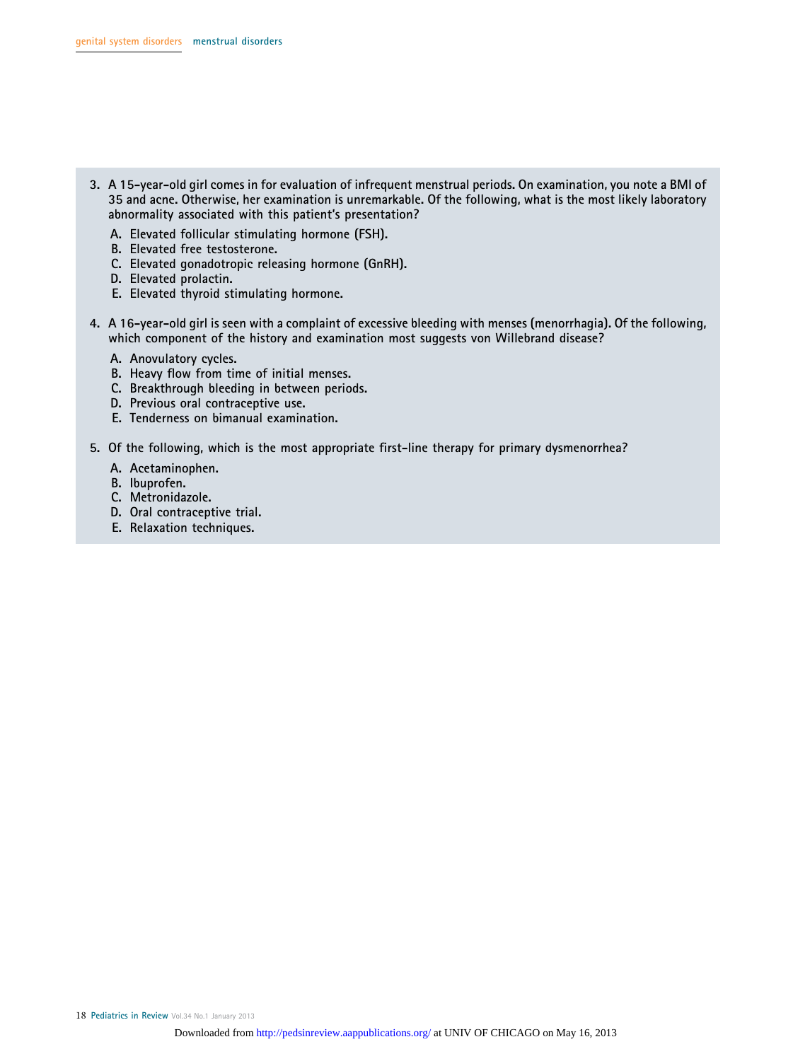3. A 15-year-old girl comes in for evaluation of infrequent menstrual periods. On examination, you note a BMI of 35 and acne. Otherwise, her examination is unremarkable. Of the following, what is the most likely laboratory abnormality associated with this patient's presentation?

   A. Elevated follicular stimulating hormone (FSH).
   B. Elevated free testosterone.
   C. Elevated gonadotropic releasing hormone (GnRH).
   D. Elevated prolactin.
   E. Elevated thyroid stimulating hormone.

4. A 16-year-old girl is seen with a complaint of excessive bleeding with menses (menorrhagia). Of the following, which component of the history and examination most suggests von Willebrand disease?

   A. Anovulatory cycles.
   B. Heavy flow from time of initial menses.
   C. Breakthrough bleeding in between periods.
   D. Previous oral contraceptive use.
   E. Tenderness on bimanual examination.

5. Of the following, which is the most appropriate first-line therapy for primary dysmenorrhea?

   A. Acetaminophen.
   B. Ibuprofen.
   C. Metronidazole.
   D. Oral contraceptive trial.
   E. Relaxation techniques.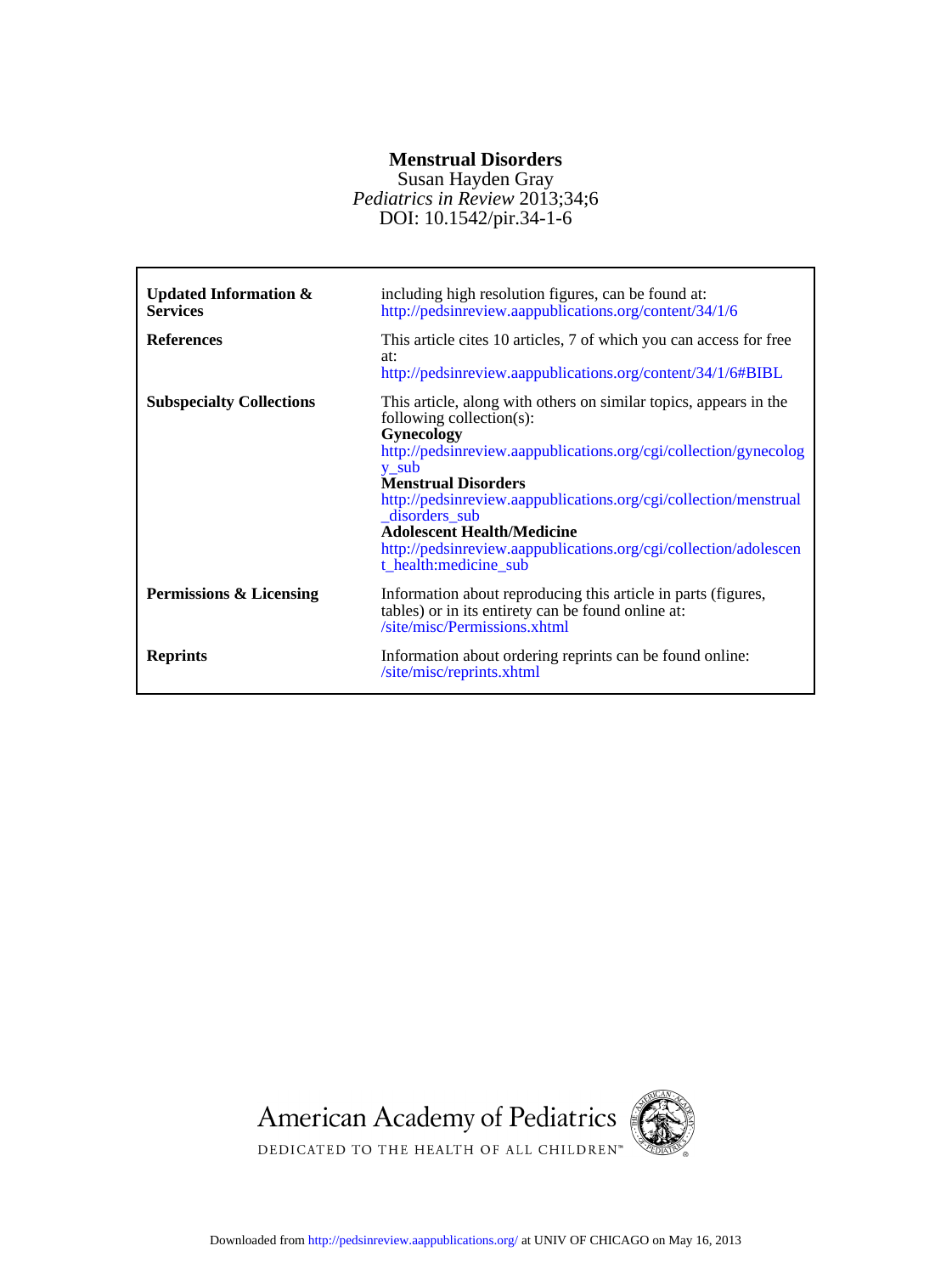# Menstrual Disorders

Susan Hayden Gray

*Pediatrics in Review* 2013;34;6

DOI: 10.1542/pir.34-1-6

| | |
|---|---|
| **Updated Information & Services** | including high resolution figures, can be found at: http://pedsinreview.aappublications.org/content/34/1/6 |
| **References** | This article cites 10 articles, 7 of which you can access for free at: http://pedsinreview.aappublications.org/content/34/1/6#BIBL |
| **Subspecialty Collections** | This article, along with others on similar topics, appears in the following collection(s): **Gynecology** http://pedsinreview.aappublications.org/cgi/collection/gynecology_sub **Menstrual Disorders** http://pedsinreview.aappublications.org/cgi/collection/menstrual_disorders_sub **Adolescent Health/Medicine** http://pedsinreview.aappublications.org/cgi/collection/adolescent_health:medicine_sub |
| **Permissions & Licensing** | Information about reproducing this article in parts (figures, tables) or in its entirety can be found online at: /site/misc/Permissions.xhtml |
| **Reprints** | Information about ordering reprints can be found online: /site/misc/reprints.xhtml |

American Academy of Pediatrics

DEDICATED TO THE HEALTH OF ALL CHILDREN™

Downloaded from http://pedsinreview.aappublications.org/ at UNIV OF CHICAGO on May 16, 2013